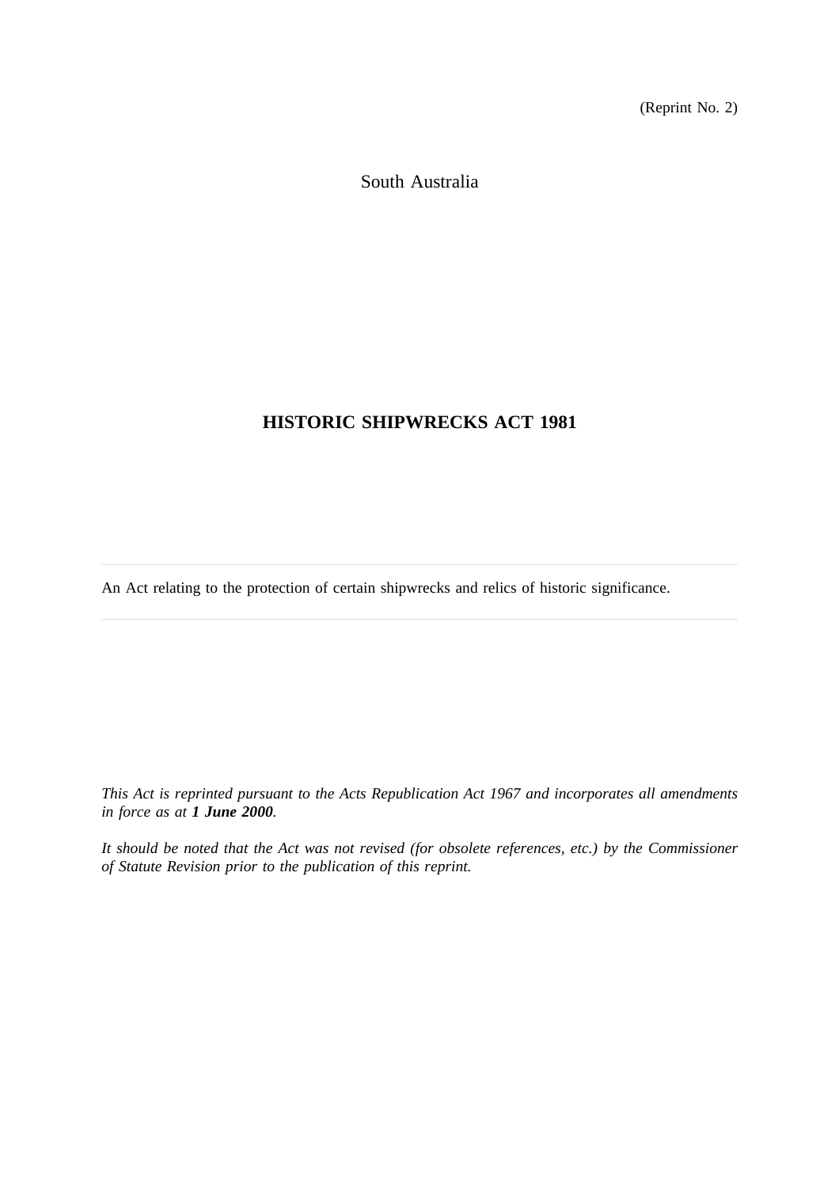(Reprint No. 2)

South Australia

# HISTORIC SHIPWRECKS ACT 1981

---

An Act relating to the protection of certain shipwrecks and relics of historic significance.

---

*This Act is reprinted pursuant to the Acts Republication Act 1967 and incorporates all amendments in force as at **1 June 2000**.*

*It should be noted that the Act was not revised (for obsolete references, etc.) by the Commissioner of Statute Revision prior to the publication of this reprint.*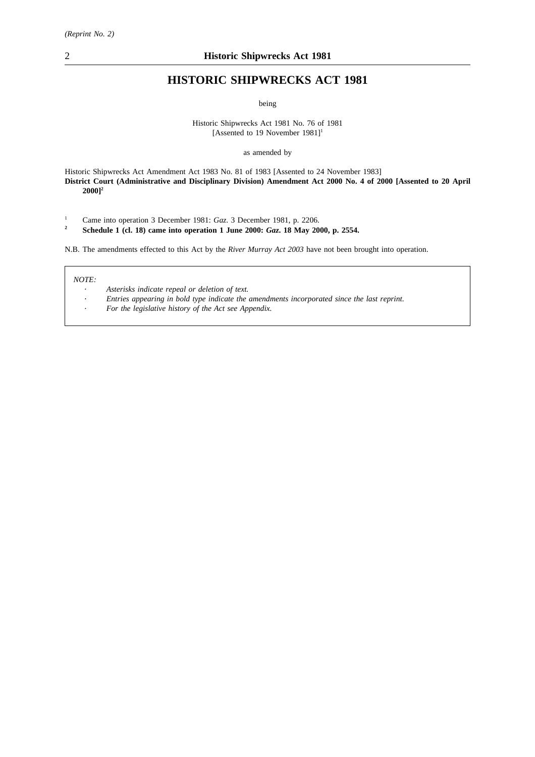# HISTORIC SHIPWRECKS ACT 1981

being

Historic Shipwrecks Act 1981 No. 76 of 1981
[Assented to 19 November 1981][1]

as amended by

Historic Shipwrecks Act Amendment Act 1983 No. 81 of 1983 [Assented to 24 November 1983]
**District Court (Administrative and Disciplinary Division) Amendment Act 2000 No. 4 of 2000 [Assented to 20 April 2000][2]**

[1] Came into operation 3 December 1981: *Gaz*. 3 December 1981, p. 2206.
**[2] Schedule 1 (cl. 18) came into operation 1 June 2000: *Gaz*. 18 May 2000, p. 2554.**

N.B. The amendments effected to this Act by the *River Murray Act 2003* have not been brought into operation.

*NOTE:*

- *Asterisks indicate repeal or deletion of text.*
- *Entries appearing in bold type indicate the amendments incorporated since the last reprint.*
- *For the legislative history of the Act see Appendix.*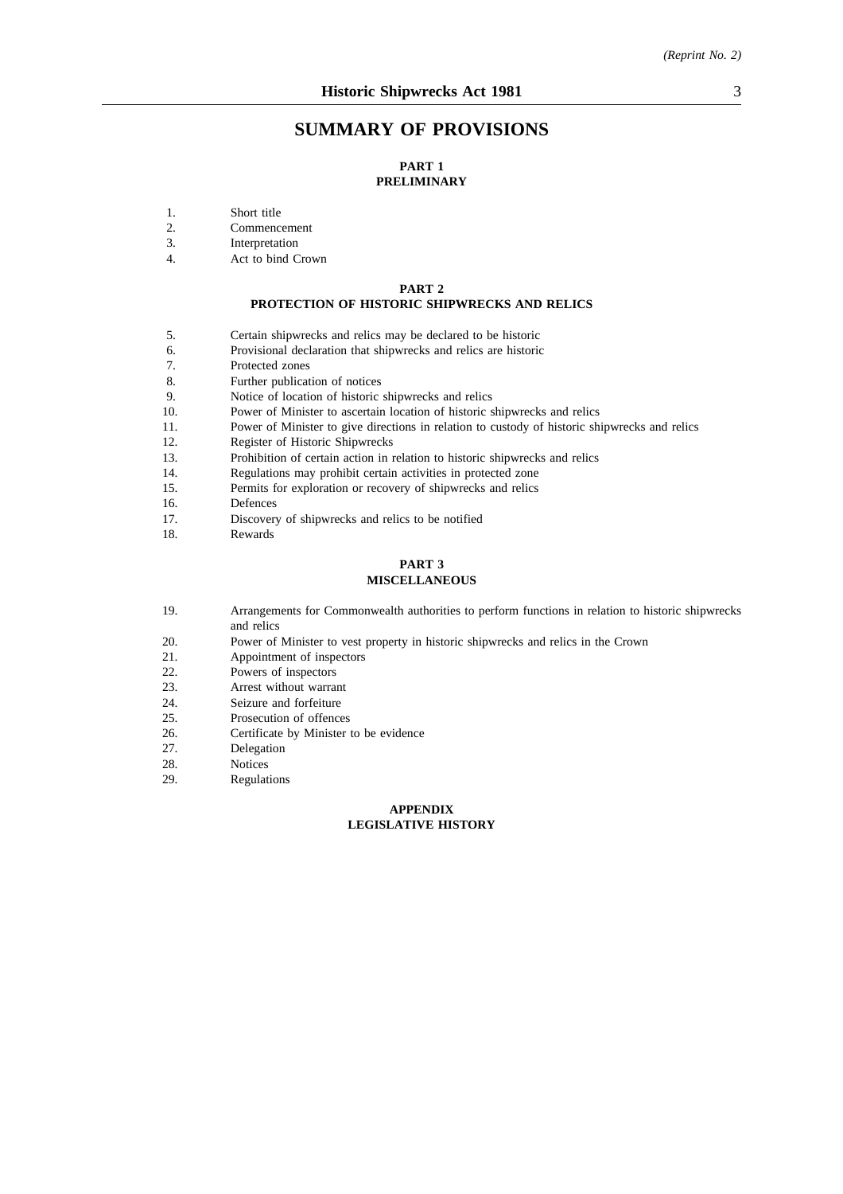# SUMMARY OF PROVISIONS

## PART 1
## PRELIMINARY

1. Short title
2. Commencement
3. Interpretation
4. Act to bind Crown

## PART 2
## PROTECTION OF HISTORIC SHIPWRECKS AND RELICS

5. Certain shipwrecks and relics may be declared to be historic
6. Provisional declaration that shipwrecks and relics are historic
7. Protected zones
8. Further publication of notices
9. Notice of location of historic shipwrecks and relics
10. Power of Minister to ascertain location of historic shipwrecks and relics
11. Power of Minister to give directions in relation to custody of historic shipwrecks and relics
12. Register of Historic Shipwrecks
13. Prohibition of certain action in relation to historic shipwrecks and relics
14. Regulations may prohibit certain activities in protected zone
15. Permits for exploration or recovery of shipwrecks and relics
16. Defences
17. Discovery of shipwrecks and relics to be notified
18. Rewards

## PART 3
## MISCELLANEOUS

19. Arrangements for Commonwealth authorities to perform functions in relation to historic shipwrecks and relics
20. Power of Minister to vest property in historic shipwrecks and relics in the Crown
21. Appointment of inspectors
22. Powers of inspectors
23. Arrest without warrant
24. Seizure and forfeiture
25. Prosecution of offences
26. Certificate by Minister to be evidence
27. Delegation
28. Notices
29. Regulations

## APPENDIX
## LEGISLATIVE HISTORY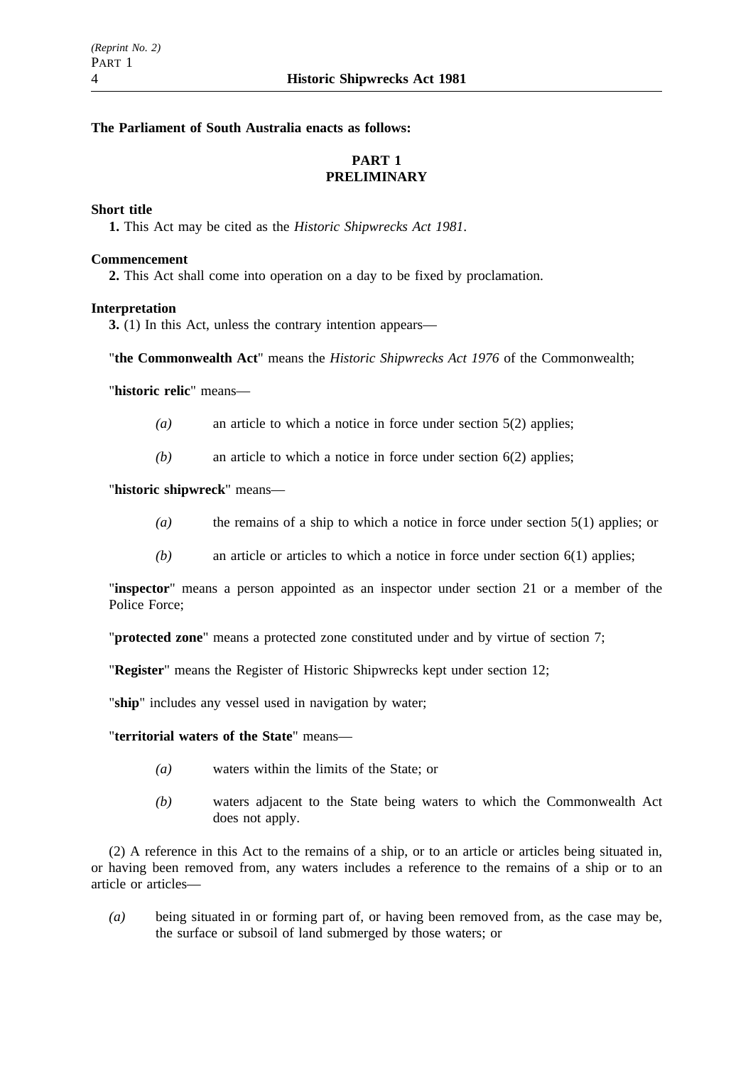**The Parliament of South Australia enacts as follows:**

## PART 1
## PRELIMINARY

**Short title**

**1.** This Act may be cited as the *Historic Shipwrecks Act 1981*.

**Commencement**

**2.** This Act shall come into operation on a day to be fixed by proclamation.

**Interpretation**

**3.** (1) In this Act, unless the contrary intention appears—

"**the Commonwealth Act**" means the *Historic Shipwrecks Act 1976* of the Commonwealth;

"**historic relic**" means—

*(a)* an article to which a notice in force under section 5(2) applies;

*(b)* an article to which a notice in force under section 6(2) applies;

"**historic shipwreck**" means—

*(a)* the remains of a ship to which a notice in force under section 5(1) applies; or

*(b)* an article or articles to which a notice in force under section 6(1) applies;

"**inspector**" means a person appointed as an inspector under section 21 or a member of the Police Force;

"**protected zone**" means a protected zone constituted under and by virtue of section 7;

"**Register**" means the Register of Historic Shipwrecks kept under section 12;

"**ship**" includes any vessel used in navigation by water;

"**territorial waters of the State**" means—

*(a)* waters within the limits of the State; or

*(b)* waters adjacent to the State being waters to which the Commonwealth Act does not apply.

(2) A reference in this Act to the remains of a ship, or to an article or articles being situated in, or having been removed from, any waters includes a reference to the remains of a ship or to an article or articles—

*(a)* being situated in or forming part of, or having been removed from, as the case may be, the surface or subsoil of land submerged by those waters; or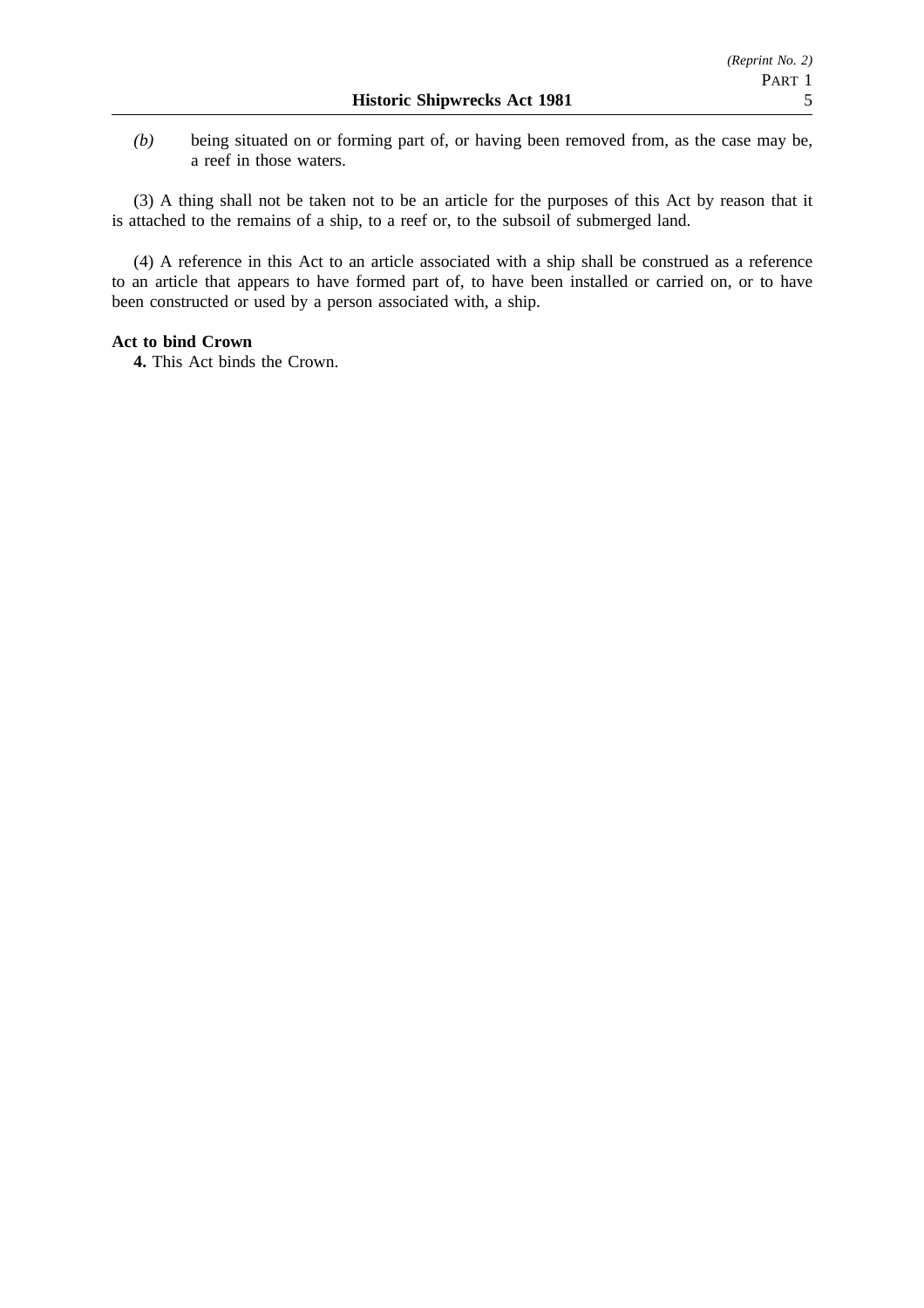*(b)* being situated on or forming part of, or having been removed from, as the case may be, a reef in those waters.

(3) A thing shall not be taken not to be an article for the purposes of this Act by reason that it is attached to the remains of a ship, to a reef or, to the subsoil of submerged land.

(4) A reference in this Act to an article associated with a ship shall be construed as a reference to an article that appears to have formed part of, to have been installed or carried on, or to have been constructed or used by a person associated with, a ship.

**Act to bind Crown**

**4.** This Act binds the Crown.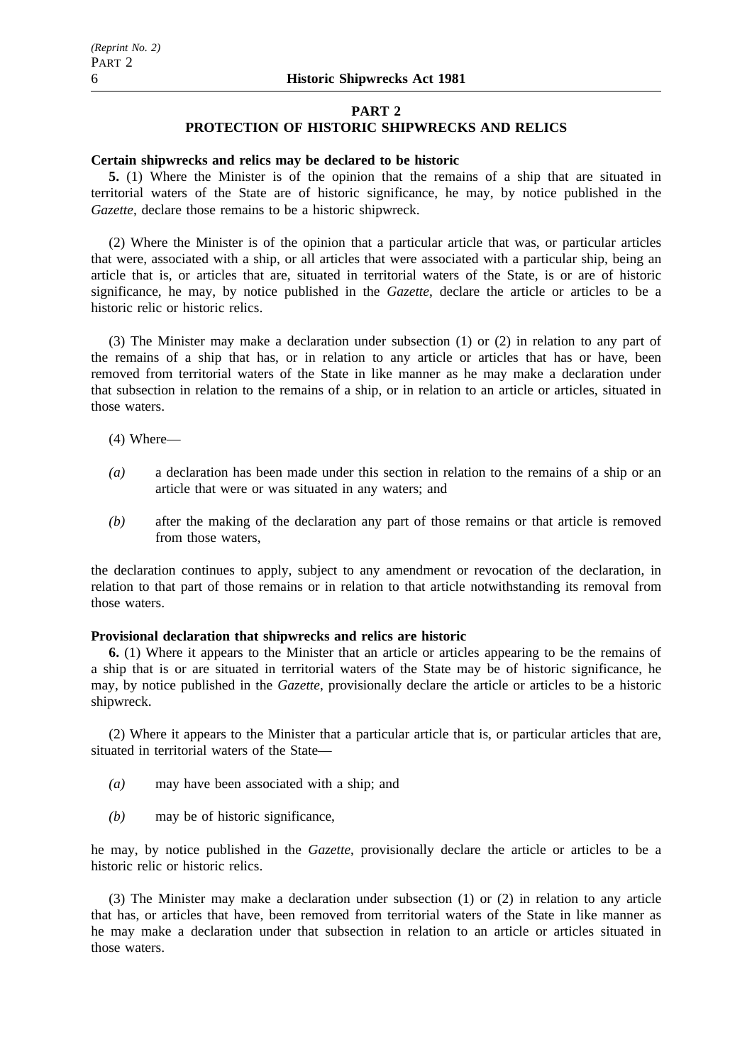## PART 2
## PROTECTION OF HISTORIC SHIPWRECKS AND RELICS

**Certain shipwrecks and relics may be declared to be historic**

**5.** (1) Where the Minister is of the opinion that the remains of a ship that are situated in territorial waters of the State are of historic significance, he may, by notice published in the *Gazette*, declare those remains to be a historic shipwreck.

(2) Where the Minister is of the opinion that a particular article that was, or particular articles that were, associated with a ship, or all articles that were associated with a particular ship, being an article that is, or articles that are, situated in territorial waters of the State, is or are of historic significance, he may, by notice published in the *Gazette*, declare the article or articles to be a historic relic or historic relics.

(3) The Minister may make a declaration under subsection (1) or (2) in relation to any part of the remains of a ship that has, or in relation to any article or articles that has or have, been removed from territorial waters of the State in like manner as he may make a declaration under that subsection in relation to the remains of a ship, or in relation to an article or articles, situated in those waters.

(4) Where—

*(a)* a declaration has been made under this section in relation to the remains of a ship or an article that were or was situated in any waters; and

*(b)* after the making of the declaration any part of those remains or that article is removed from those waters,

the declaration continues to apply, subject to any amendment or revocation of the declaration, in relation to that part of those remains or in relation to that article notwithstanding its removal from those waters.

**Provisional declaration that shipwrecks and relics are historic**

**6.** (1) Where it appears to the Minister that an article or articles appearing to be the remains of a ship that is or are situated in territorial waters of the State may be of historic significance, he may, by notice published in the *Gazette*, provisionally declare the article or articles to be a historic shipwreck.

(2) Where it appears to the Minister that a particular article that is, or particular articles that are, situated in territorial waters of the State—

*(a)* may have been associated with a ship; and

*(b)* may be of historic significance,

he may, by notice published in the *Gazette*, provisionally declare the article or articles to be a historic relic or historic relics.

(3) The Minister may make a declaration under subsection (1) or (2) in relation to any article that has, or articles that have, been removed from territorial waters of the State in like manner as he may make a declaration under that subsection in relation to an article or articles situated in those waters.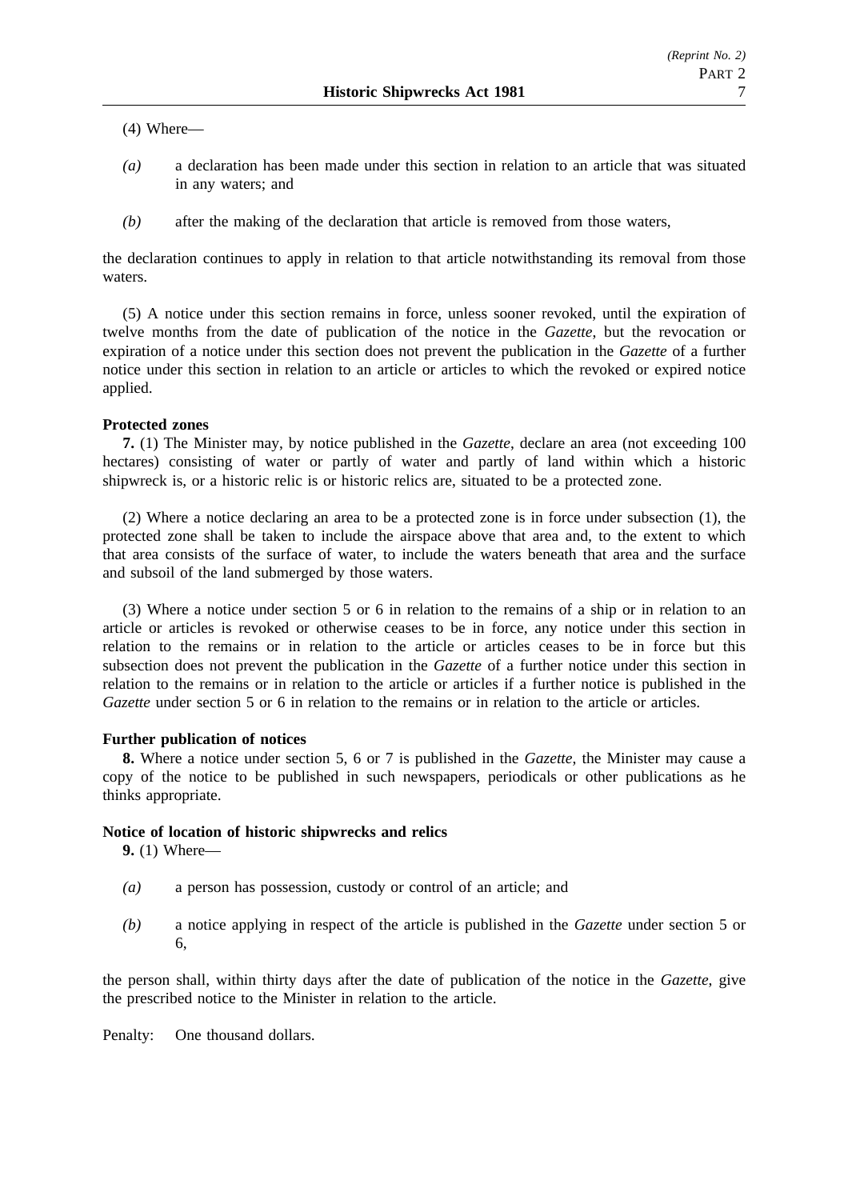(4) Where—

*(a)* a declaration has been made under this section in relation to an article that was situated in any waters; and

*(b)* after the making of the declaration that article is removed from those waters,

the declaration continues to apply in relation to that article notwithstanding its removal from those waters.

(5) A notice under this section remains in force, unless sooner revoked, until the expiration of twelve months from the date of publication of the notice in the *Gazette*, but the revocation or expiration of a notice under this section does not prevent the publication in the *Gazette* of a further notice under this section in relation to an article or articles to which the revoked or expired notice applied.

**Protected zones**

**7.** (1) The Minister may, by notice published in the *Gazette*, declare an area (not exceeding 100 hectares) consisting of water or partly of water and partly of land within which a historic shipwreck is, or a historic relic is or historic relics are, situated to be a protected zone.

(2) Where a notice declaring an area to be a protected zone is in force under subsection (1), the protected zone shall be taken to include the airspace above that area and, to the extent to which that area consists of the surface of water, to include the waters beneath that area and the surface and subsoil of the land submerged by those waters.

(3) Where a notice under section 5 or 6 in relation to the remains of a ship or in relation to an article or articles is revoked or otherwise ceases to be in force, any notice under this section in relation to the remains or in relation to the article or articles ceases to be in force but this subsection does not prevent the publication in the *Gazette* of a further notice under this section in relation to the remains or in relation to the article or articles if a further notice is published in the *Gazette* under section 5 or 6 in relation to the remains or in relation to the article or articles.

**Further publication of notices**

**8.** Where a notice under section 5, 6 or 7 is published in the *Gazette*, the Minister may cause a copy of the notice to be published in such newspapers, periodicals or other publications as he thinks appropriate.

**Notice of location of historic shipwrecks and relics**

**9.** (1) Where—

*(a)* a person has possession, custody or control of an article; and

*(b)* a notice applying in respect of the article is published in the *Gazette* under section 5 or 6,

the person shall, within thirty days after the date of publication of the notice in the *Gazette*, give the prescribed notice to the Minister in relation to the article.

Penalty: One thousand dollars.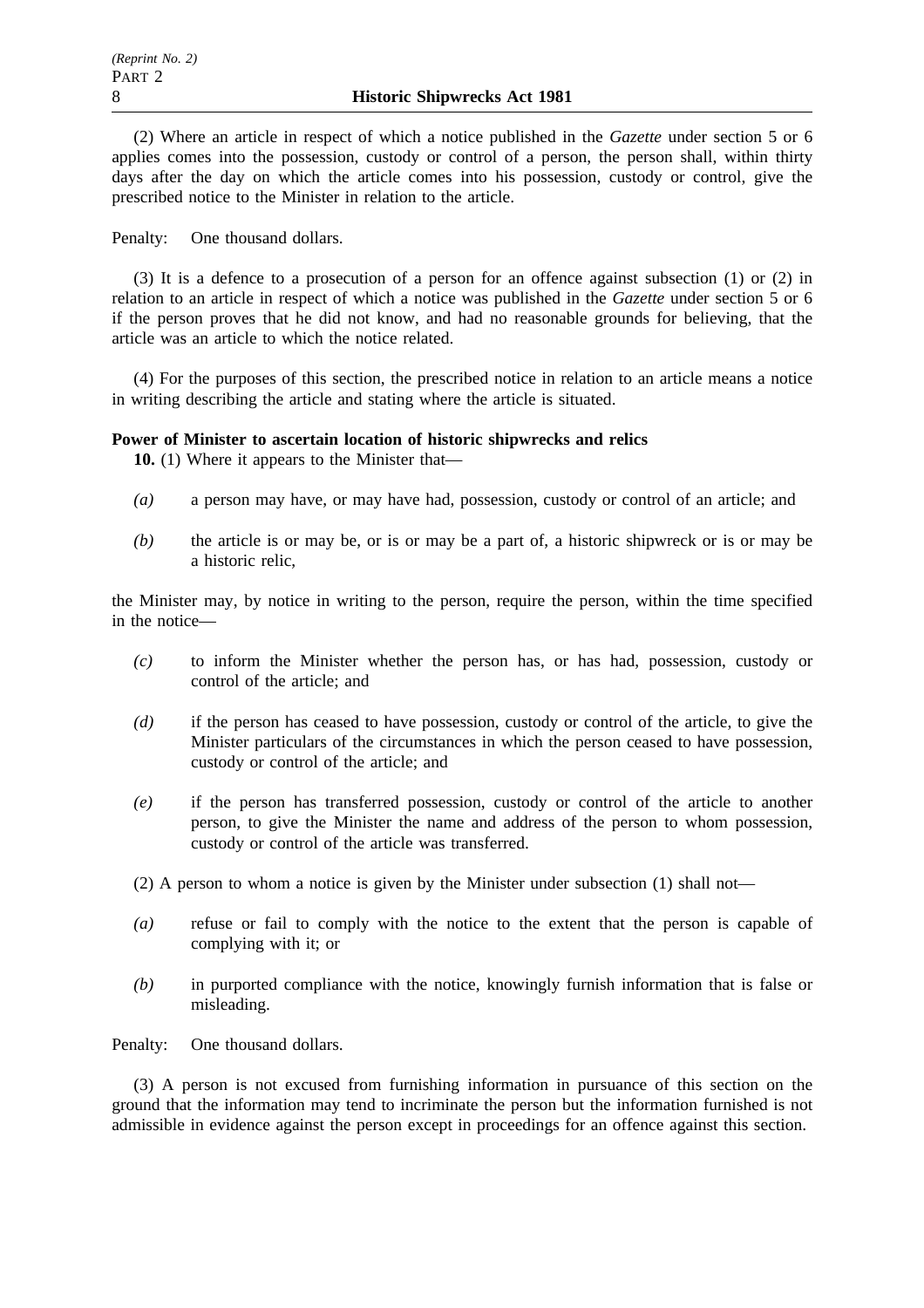(2) Where an article in respect of which a notice published in the *Gazette* under section 5 or 6 applies comes into the possession, custody or control of a person, the person shall, within thirty days after the day on which the article comes into his possession, custody or control, give the prescribed notice to the Minister in relation to the article.

Penalty: One thousand dollars.

(3) It is a defence to a prosecution of a person for an offence against subsection (1) or (2) in relation to an article in respect of which a notice was published in the *Gazette* under section 5 or 6 if the person proves that he did not know, and had no reasonable grounds for believing, that the article was an article to which the notice related.

(4) For the purposes of this section, the prescribed notice in relation to an article means a notice in writing describing the article and stating where the article is situated.

**Power of Minister to ascertain location of historic shipwrecks and relics**

**10.** (1) Where it appears to the Minister that—

*(a)* a person may have, or may have had, possession, custody or control of an article; and

*(b)* the article is or may be, or is or may be a part of, a historic shipwreck or is or may be a historic relic,

the Minister may, by notice in writing to the person, require the person, within the time specified in the notice—

*(c)* to inform the Minister whether the person has, or has had, possession, custody or control of the article; and

*(d)* if the person has ceased to have possession, custody or control of the article, to give the Minister particulars of the circumstances in which the person ceased to have possession, custody or control of the article; and

*(e)* if the person has transferred possession, custody or control of the article to another person, to give the Minister the name and address of the person to whom possession, custody or control of the article was transferred.

(2) A person to whom a notice is given by the Minister under subsection (1) shall not—

*(a)* refuse or fail to comply with the notice to the extent that the person is capable of complying with it; or

*(b)* in purported compliance with the notice, knowingly furnish information that is false or misleading.

Penalty: One thousand dollars.

(3) A person is not excused from furnishing information in pursuance of this section on the ground that the information may tend to incriminate the person but the information furnished is not admissible in evidence against the person except in proceedings for an offence against this section.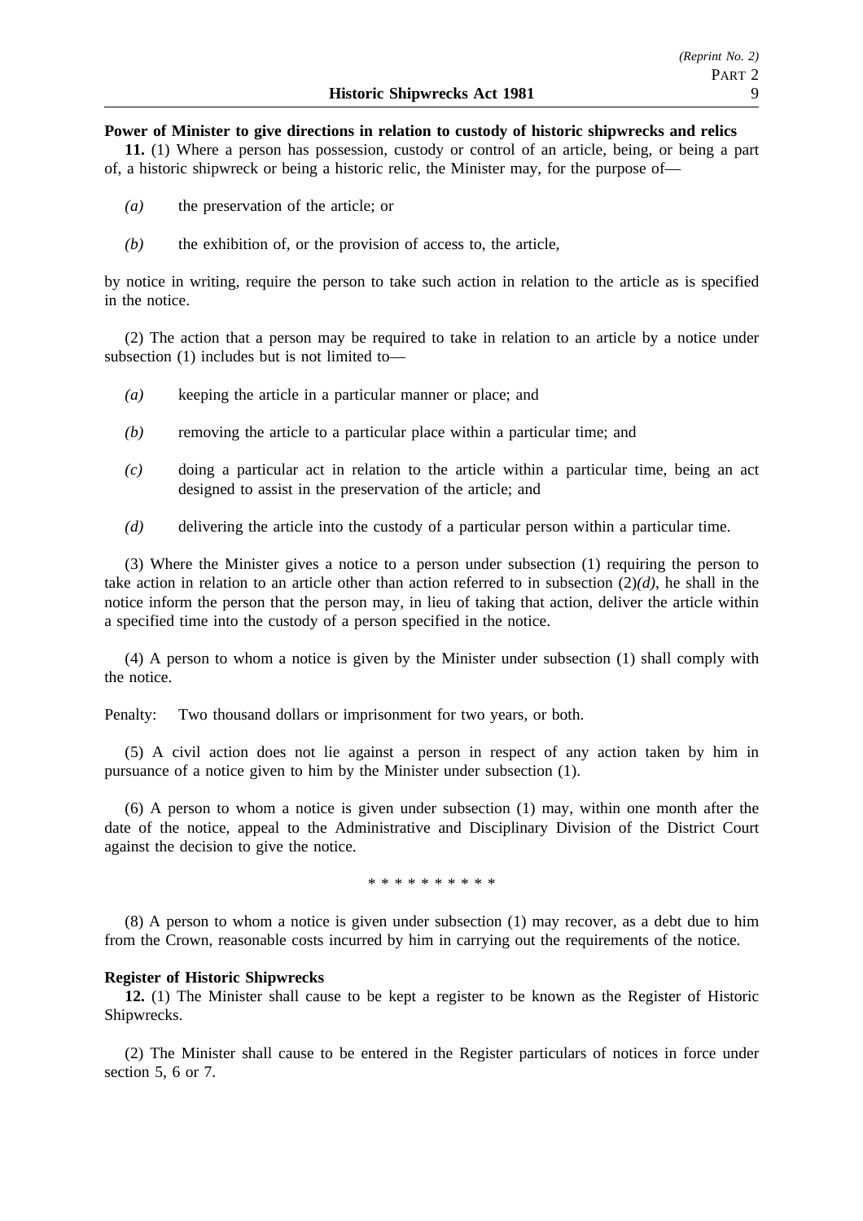**Power of Minister to give directions in relation to custody of historic shipwrecks and relics**

**11.** (1) Where a person has possession, custody or control of an article, being, or being a part of, a historic shipwreck or being a historic relic, the Minister may, for the purpose of—

*(a)* the preservation of the article; or

*(b)* the exhibition of, or the provision of access to, the article,

by notice in writing, require the person to take such action in relation to the article as is specified in the notice.

(2) The action that a person may be required to take in relation to an article by a notice under subsection (1) includes but is not limited to—

*(a)* keeping the article in a particular manner or place; and

*(b)* removing the article to a particular place within a particular time; and

*(c)* doing a particular act in relation to the article within a particular time, being an act designed to assist in the preservation of the article; and

*(d)* delivering the article into the custody of a particular person within a particular time.

(3) Where the Minister gives a notice to a person under subsection (1) requiring the person to take action in relation to an article other than action referred to in subsection (2)*(d)*, he shall in the notice inform the person that the person may, in lieu of taking that action, deliver the article within a specified time into the custody of a person specified in the notice.

(4) A person to whom a notice is given by the Minister under subsection (1) shall comply with the notice.

Penalty: Two thousand dollars or imprisonment for two years, or both.

(5) A civil action does not lie against a person in respect of any action taken by him in pursuance of a notice given to him by the Minister under subsection (1).

(6) A person to whom a notice is given under subsection (1) may, within one month after the date of the notice, appeal to the Administrative and Disciplinary Division of the District Court against the decision to give the notice.

\* \* \* \* \* \* \* \* \* \*

(8) A person to whom a notice is given under subsection (1) may recover, as a debt due to him from the Crown, reasonable costs incurred by him in carrying out the requirements of the notice.

**Register of Historic Shipwrecks**

**12.** (1) The Minister shall cause to be kept a register to be known as the Register of Historic Shipwrecks.

(2) The Minister shall cause to be entered in the Register particulars of notices in force under section 5, 6 or 7.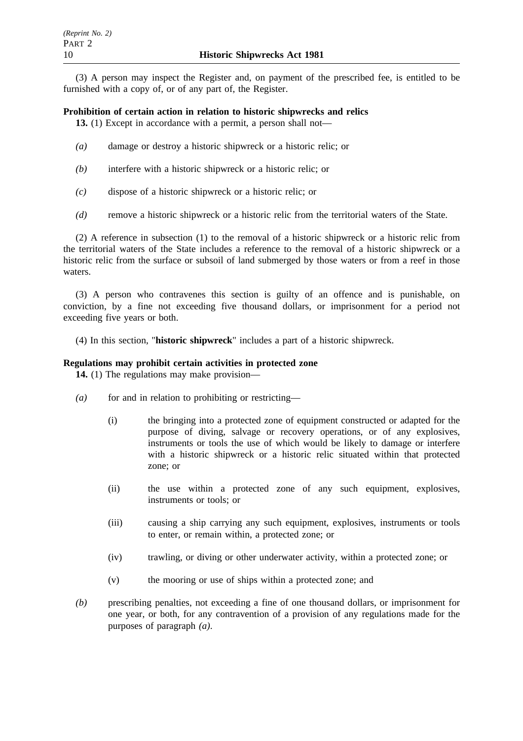(3) A person may inspect the Register and, on payment of the prescribed fee, is entitled to be furnished with a copy of, or of any part of, the Register.

**Prohibition of certain action in relation to historic shipwrecks and relics**

**13.** (1) Except in accordance with a permit, a person shall not—

*(a)* damage or destroy a historic shipwreck or a historic relic; or

*(b)* interfere with a historic shipwreck or a historic relic; or

*(c)* dispose of a historic shipwreck or a historic relic; or

*(d)* remove a historic shipwreck or a historic relic from the territorial waters of the State.

(2) A reference in subsection (1) to the removal of a historic shipwreck or a historic relic from the territorial waters of the State includes a reference to the removal of a historic shipwreck or a historic relic from the surface or subsoil of land submerged by those waters or from a reef in those waters.

(3) A person who contravenes this section is guilty of an offence and is punishable, on conviction, by a fine not exceeding five thousand dollars, or imprisonment for a period not exceeding five years or both.

(4) In this section, "**historic shipwreck**" includes a part of a historic shipwreck.

**Regulations may prohibit certain activities in protected zone**

**14.** (1) The regulations may make provision—

*(a)* for and in relation to prohibiting or restricting—

(i) the bringing into a protected zone of equipment constructed or adapted for the purpose of diving, salvage or recovery operations, or of any explosives, instruments or tools the use of which would be likely to damage or interfere with a historic shipwreck or a historic relic situated within that protected zone; or

(ii) the use within a protected zone of any such equipment, explosives, instruments or tools; or

(iii) causing a ship carrying any such equipment, explosives, instruments or tools to enter, or remain within, a protected zone; or

(iv) trawling, or diving or other underwater activity, within a protected zone; or

(v) the mooring or use of ships within a protected zone; and

*(b)* prescribing penalties, not exceeding a fine of one thousand dollars, or imprisonment for one year, or both, for any contravention of a provision of any regulations made for the purposes of paragraph *(a)*.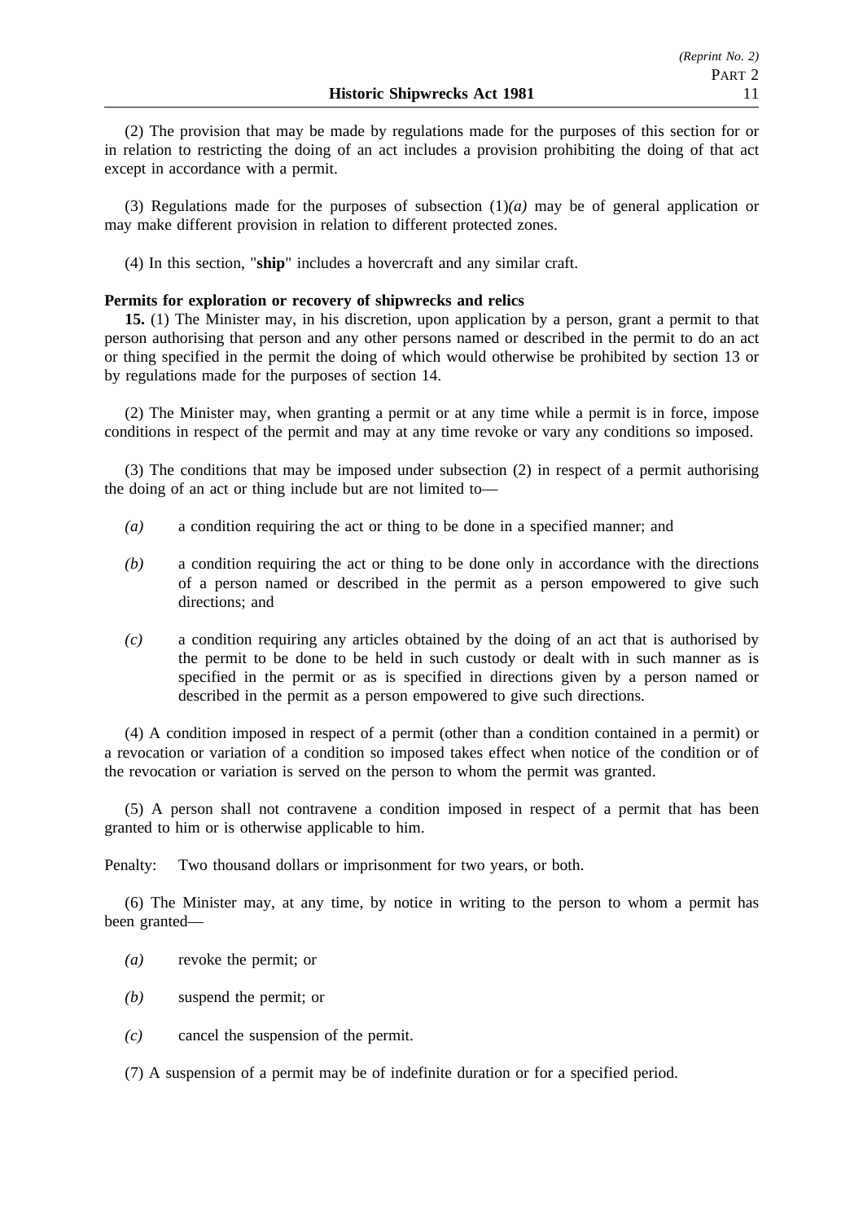(2) The provision that may be made by regulations made for the purposes of this section for or in relation to restricting the doing of an act includes a provision prohibiting the doing of that act except in accordance with a permit.

(3) Regulations made for the purposes of subsection (1)*(a)* may be of general application or may make different provision in relation to different protected zones.

(4) In this section, "**ship**" includes a hovercraft and any similar craft.

**Permits for exploration or recovery of shipwrecks and relics**

**15.** (1) The Minister may, in his discretion, upon application by a person, grant a permit to that person authorising that person and any other persons named or described in the permit to do an act or thing specified in the permit the doing of which would otherwise be prohibited by section 13 or by regulations made for the purposes of section 14.

(2) The Minister may, when granting a permit or at any time while a permit is in force, impose conditions in respect of the permit and may at any time revoke or vary any conditions so imposed.

(3) The conditions that may be imposed under subsection (2) in respect of a permit authorising the doing of an act or thing include but are not limited to—

*(a)* a condition requiring the act or thing to be done in a specified manner; and

*(b)* a condition requiring the act or thing to be done only in accordance with the directions of a person named or described in the permit as a person empowered to give such directions; and

*(c)* a condition requiring any articles obtained by the doing of an act that is authorised by the permit to be done to be held in such custody or dealt with in such manner as is specified in the permit or as is specified in directions given by a person named or described in the permit as a person empowered to give such directions.

(4) A condition imposed in respect of a permit (other than a condition contained in a permit) or a revocation or variation of a condition so imposed takes effect when notice of the condition or of the revocation or variation is served on the person to whom the permit was granted.

(5) A person shall not contravene a condition imposed in respect of a permit that has been granted to him or is otherwise applicable to him.

Penalty: Two thousand dollars or imprisonment for two years, or both.

(6) The Minister may, at any time, by notice in writing to the person to whom a permit has been granted—

*(a)* revoke the permit; or

*(b)* suspend the permit; or

*(c)* cancel the suspension of the permit.

(7) A suspension of a permit may be of indefinite duration or for a specified period.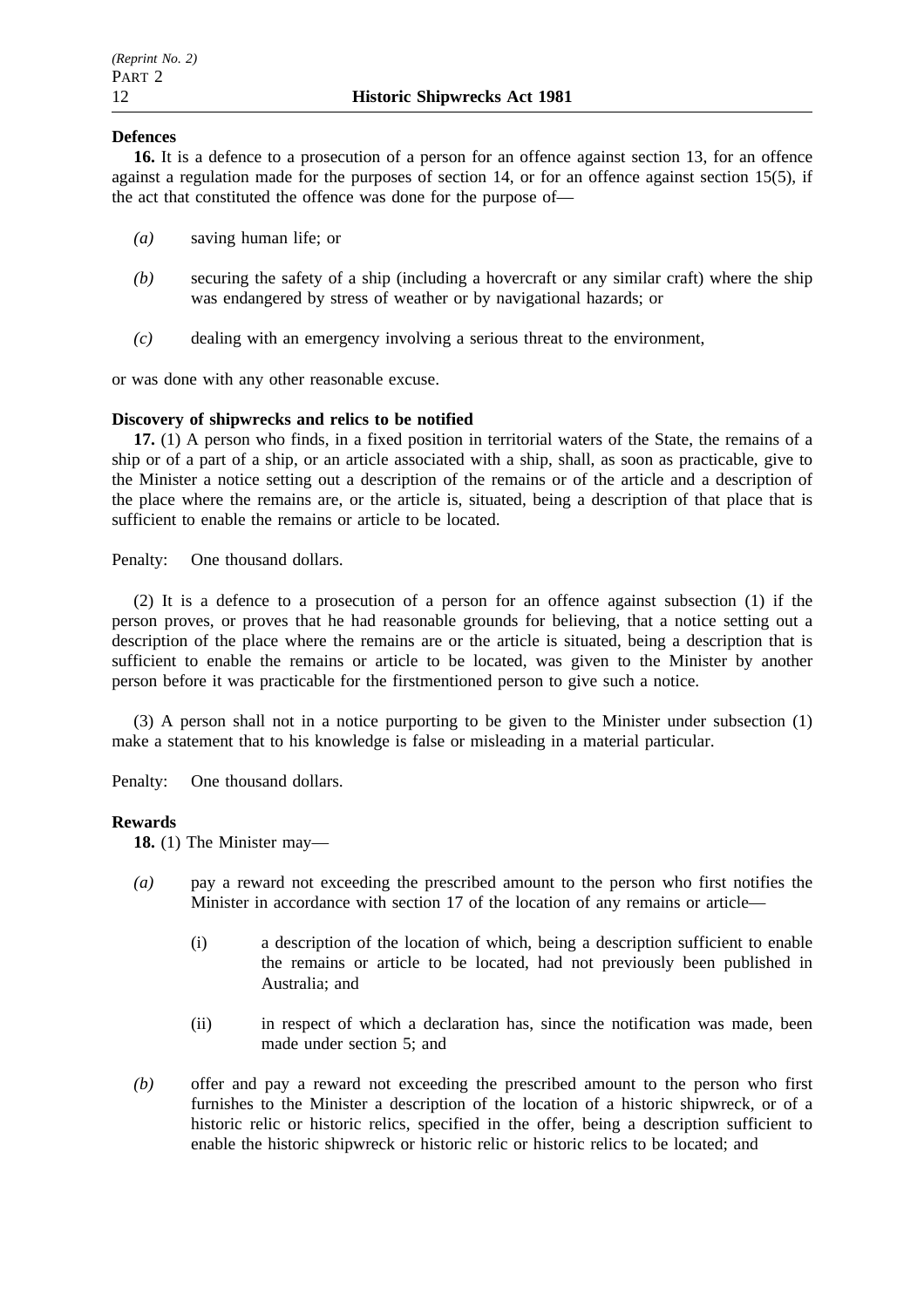**Defences**

**16.** It is a defence to a prosecution of a person for an offence against section 13, for an offence against a regulation made for the purposes of section 14, or for an offence against section 15(5), if the act that constituted the offence was done for the purpose of—

*(a)* saving human life; or

*(b)* securing the safety of a ship (including a hovercraft or any similar craft) where the ship was endangered by stress of weather or by navigational hazards; or

*(c)* dealing with an emergency involving a serious threat to the environment,

or was done with any other reasonable excuse.

**Discovery of shipwrecks and relics to be notified**

**17.** (1) A person who finds, in a fixed position in territorial waters of the State, the remains of a ship or of a part of a ship, or an article associated with a ship, shall, as soon as practicable, give to the Minister a notice setting out a description of the remains or of the article and a description of the place where the remains are, or the article is, situated, being a description of that place that is sufficient to enable the remains or article to be located.

Penalty: One thousand dollars.

(2) It is a defence to a prosecution of a person for an offence against subsection (1) if the person proves, or proves that he had reasonable grounds for believing, that a notice setting out a description of the place where the remains are or the article is situated, being a description that is sufficient to enable the remains or article to be located, was given to the Minister by another person before it was practicable for the firstmentioned person to give such a notice.

(3) A person shall not in a notice purporting to be given to the Minister under subsection (1) make a statement that to his knowledge is false or misleading in a material particular.

Penalty: One thousand dollars.

**Rewards**

**18.** (1) The Minister may—

*(a)* pay a reward not exceeding the prescribed amount to the person who first notifies the Minister in accordance with section 17 of the location of any remains or article—

(i) a description of the location of which, being a description sufficient to enable the remains or article to be located, had not previously been published in Australia; and

(ii) in respect of which a declaration has, since the notification was made, been made under section 5; and

*(b)* offer and pay a reward not exceeding the prescribed amount to the person who first furnishes to the Minister a description of the location of a historic shipwreck, or of a historic relic or historic relics, specified in the offer, being a description sufficient to enable the historic shipwreck or historic relic or historic relics to be located; and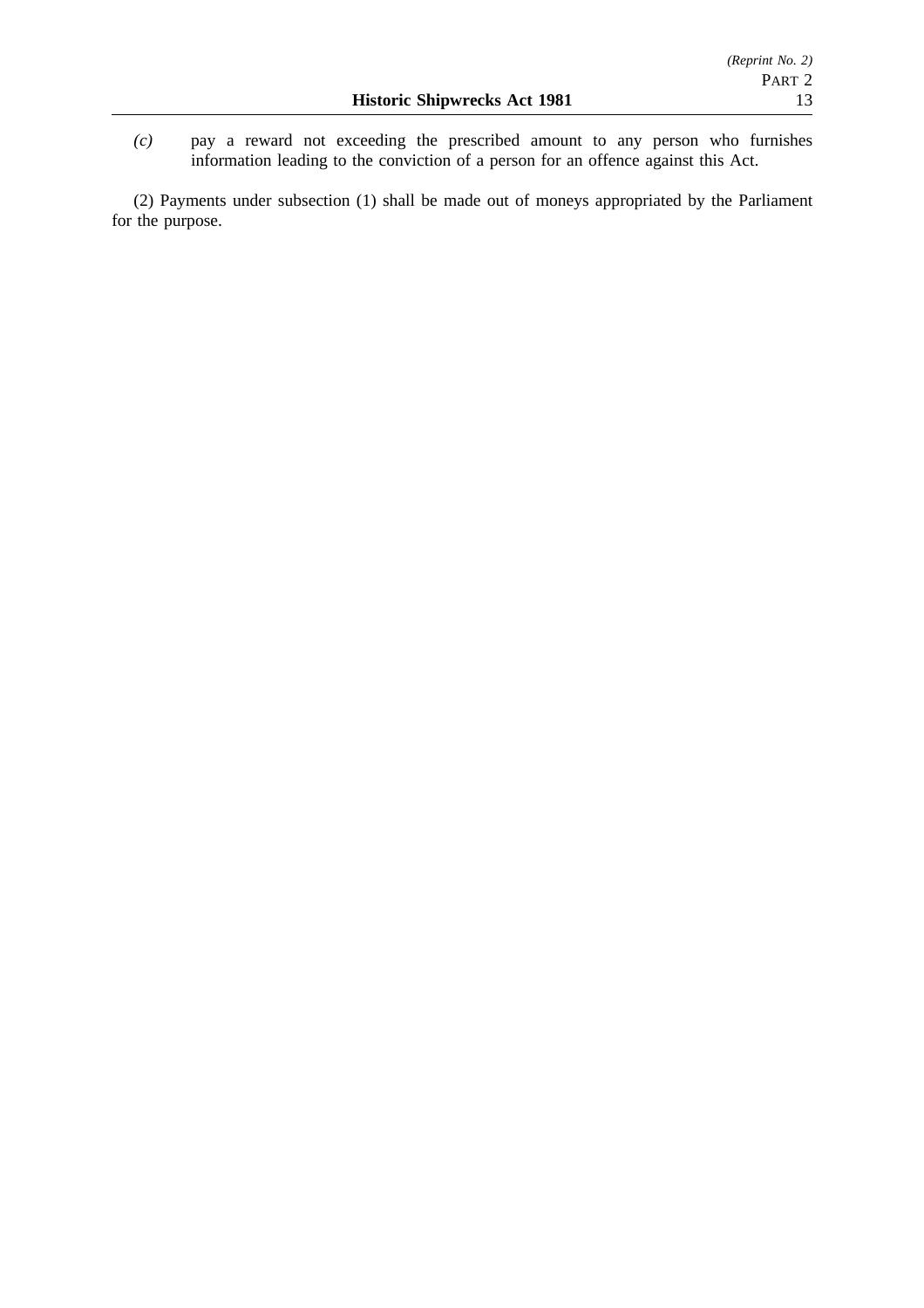*(c)* pay a reward not exceeding the prescribed amount to any person who furnishes information leading to the conviction of a person for an offence against this Act.

(2) Payments under subsection (1) shall be made out of moneys appropriated by the Parliament for the purpose.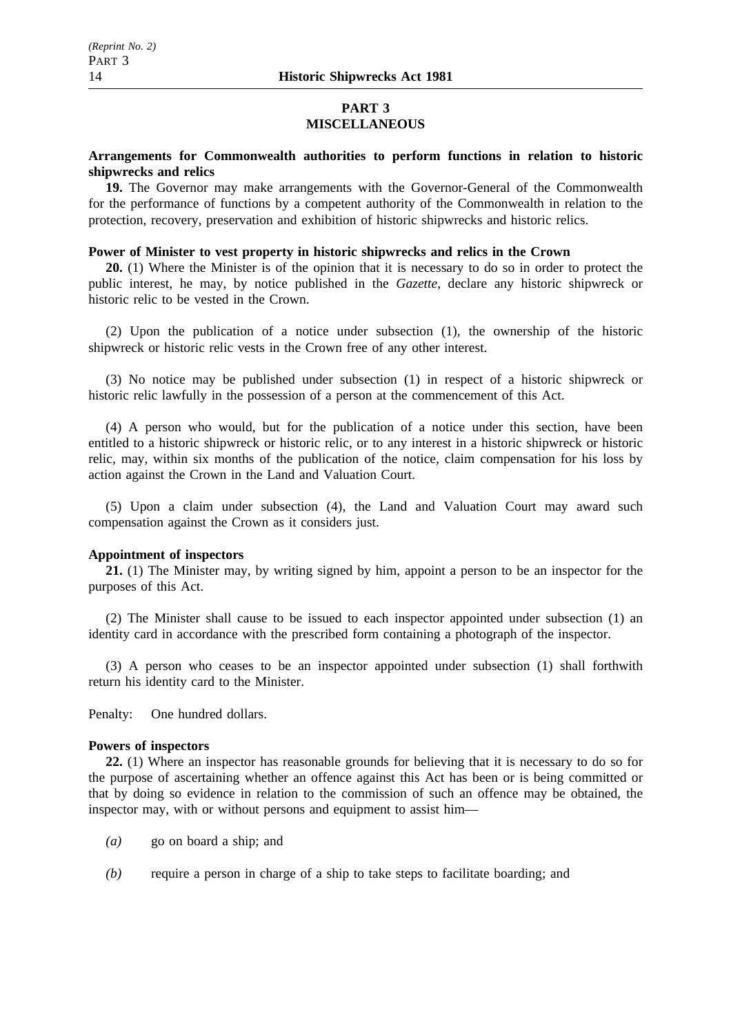## PART 3
## MISCELLANEOUS

**Arrangements for Commonwealth authorities to perform functions in relation to historic shipwrecks and relics**

**19.** The Governor may make arrangements with the Governor-General of the Commonwealth for the performance of functions by a competent authority of the Commonwealth in relation to the protection, recovery, preservation and exhibition of historic shipwrecks and historic relics.

**Power of Minister to vest property in historic shipwrecks and relics in the Crown**

**20.** (1) Where the Minister is of the opinion that it is necessary to do so in order to protect the public interest, he may, by notice published in the *Gazette*, declare any historic shipwreck or historic relic to be vested in the Crown.

(2) Upon the publication of a notice under subsection (1), the ownership of the historic shipwreck or historic relic vests in the Crown free of any other interest.

(3) No notice may be published under subsection (1) in respect of a historic shipwreck or historic relic lawfully in the possession of a person at the commencement of this Act.

(4) A person who would, but for the publication of a notice under this section, have been entitled to a historic shipwreck or historic relic, or to any interest in a historic shipwreck or historic relic, may, within six months of the publication of the notice, claim compensation for his loss by action against the Crown in the Land and Valuation Court.

(5) Upon a claim under subsection (4), the Land and Valuation Court may award such compensation against the Crown as it considers just.

**Appointment of inspectors**

**21.** (1) The Minister may, by writing signed by him, appoint a person to be an inspector for the purposes of this Act.

(2) The Minister shall cause to be issued to each inspector appointed under subsection (1) an identity card in accordance with the prescribed form containing a photograph of the inspector.

(3) A person who ceases to be an inspector appointed under subsection (1) shall forthwith return his identity card to the Minister.

Penalty: One hundred dollars.

**Powers of inspectors**

**22.** (1) Where an inspector has reasonable grounds for believing that it is necessary to do so for the purpose of ascertaining whether an offence against this Act has been or is being committed or that by doing so evidence in relation to the commission of such an offence may be obtained, the inspector may, with or without persons and equipment to assist him—

*(a)* go on board a ship; and

*(b)* require a person in charge of a ship to take steps to facilitate boarding; and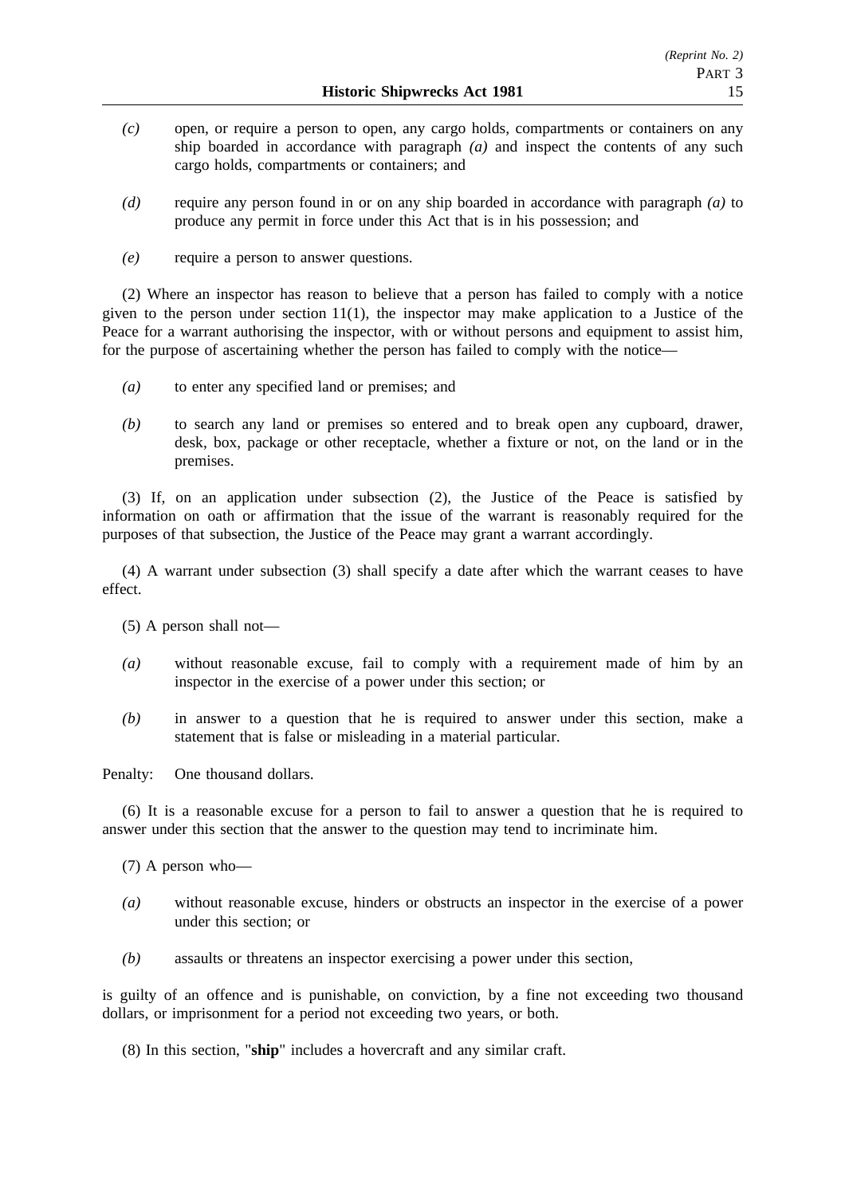*(c)* open, or require a person to open, any cargo holds, compartments or containers on any ship boarded in accordance with paragraph *(a)* and inspect the contents of any such cargo holds, compartments or containers; and

*(d)* require any person found in or on any ship boarded in accordance with paragraph *(a)* to produce any permit in force under this Act that is in his possession; and

*(e)* require a person to answer questions.

(2) Where an inspector has reason to believe that a person has failed to comply with a notice given to the person under section 11(1), the inspector may make application to a Justice of the Peace for a warrant authorising the inspector, with or without persons and equipment to assist him, for the purpose of ascertaining whether the person has failed to comply with the notice—

*(a)* to enter any specified land or premises; and

*(b)* to search any land or premises so entered and to break open any cupboard, drawer, desk, box, package or other receptacle, whether a fixture or not, on the land or in the premises.

(3) If, on an application under subsection (2), the Justice of the Peace is satisfied by information on oath or affirmation that the issue of the warrant is reasonably required for the purposes of that subsection, the Justice of the Peace may grant a warrant accordingly.

(4) A warrant under subsection (3) shall specify a date after which the warrant ceases to have effect.

(5) A person shall not—

*(a)* without reasonable excuse, fail to comply with a requirement made of him by an inspector in the exercise of a power under this section; or

*(b)* in answer to a question that he is required to answer under this section, make a statement that is false or misleading in a material particular.

Penalty: One thousand dollars.

(6) It is a reasonable excuse for a person to fail to answer a question that he is required to answer under this section that the answer to the question may tend to incriminate him.

(7) A person who—

*(a)* without reasonable excuse, hinders or obstructs an inspector in the exercise of a power under this section; or

*(b)* assaults or threatens an inspector exercising a power under this section,

is guilty of an offence and is punishable, on conviction, by a fine not exceeding two thousand dollars, or imprisonment for a period not exceeding two years, or both.

(8) In this section, "**ship**" includes a hovercraft and any similar craft.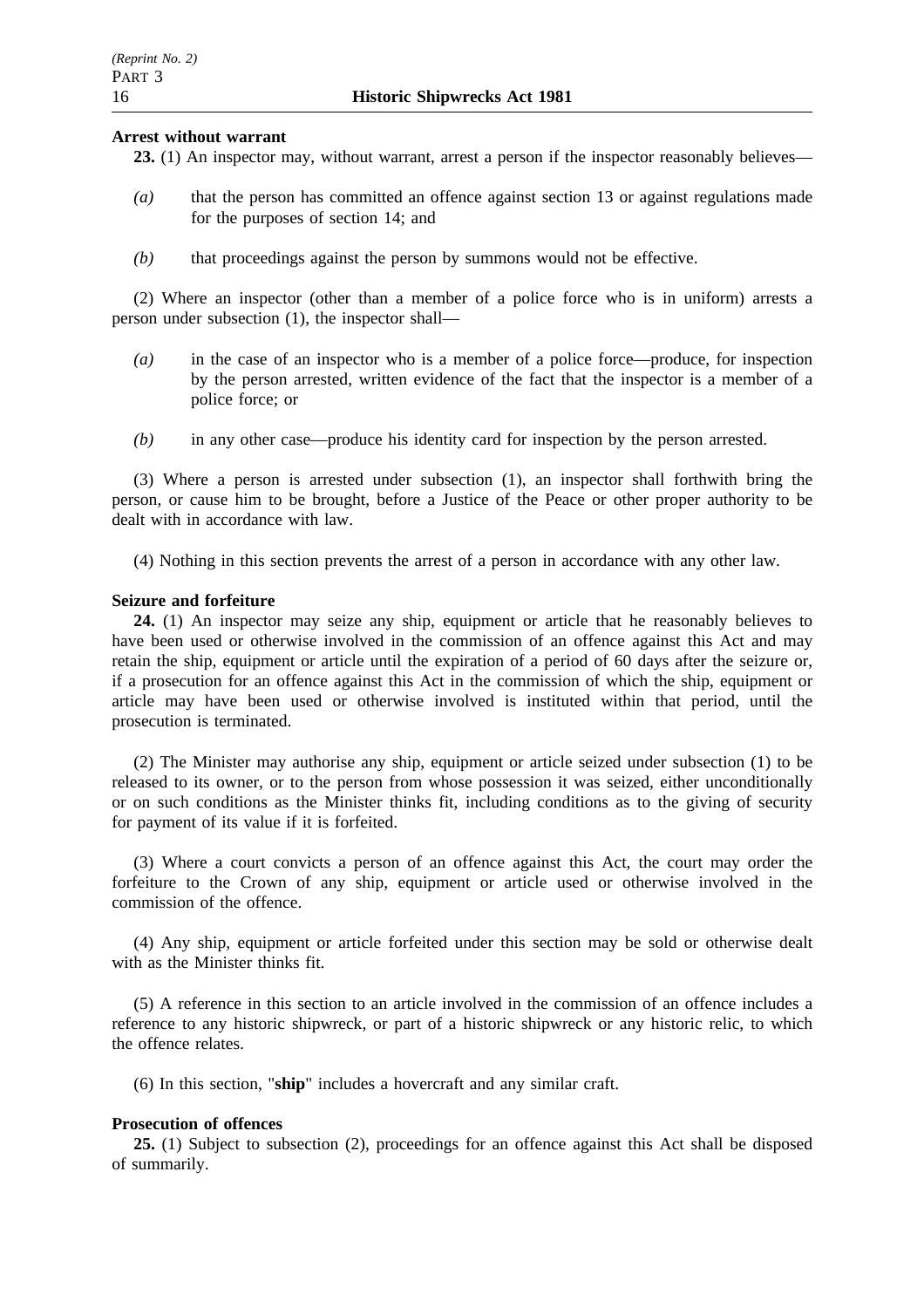**Arrest without warrant**

**23.** (1) An inspector may, without warrant, arrest a person if the inspector reasonably believes—

*(a)* that the person has committed an offence against section 13 or against regulations made for the purposes of section 14; and

*(b)* that proceedings against the person by summons would not be effective.

(2) Where an inspector (other than a member of a police force who is in uniform) arrests a person under subsection (1), the inspector shall—

*(a)* in the case of an inspector who is a member of a police force—produce, for inspection by the person arrested, written evidence of the fact that the inspector is a member of a police force; or

*(b)* in any other case—produce his identity card for inspection by the person arrested.

(3) Where a person is arrested under subsection (1), an inspector shall forthwith bring the person, or cause him to be brought, before a Justice of the Peace or other proper authority to be dealt with in accordance with law.

(4) Nothing in this section prevents the arrest of a person in accordance with any other law.

**Seizure and forfeiture**

**24.** (1) An inspector may seize any ship, equipment or article that he reasonably believes to have been used or otherwise involved in the commission of an offence against this Act and may retain the ship, equipment or article until the expiration of a period of 60 days after the seizure or, if a prosecution for an offence against this Act in the commission of which the ship, equipment or article may have been used or otherwise involved is instituted within that period, until the prosecution is terminated.

(2) The Minister may authorise any ship, equipment or article seized under subsection (1) to be released to its owner, or to the person from whose possession it was seized, either unconditionally or on such conditions as the Minister thinks fit, including conditions as to the giving of security for payment of its value if it is forfeited.

(3) Where a court convicts a person of an offence against this Act, the court may order the forfeiture to the Crown of any ship, equipment or article used or otherwise involved in the commission of the offence.

(4) Any ship, equipment or article forfeited under this section may be sold or otherwise dealt with as the Minister thinks fit.

(5) A reference in this section to an article involved in the commission of an offence includes a reference to any historic shipwreck, or part of a historic shipwreck or any historic relic, to which the offence relates.

(6) In this section, "**ship**" includes a hovercraft and any similar craft.

**Prosecution of offences**

**25.** (1) Subject to subsection (2), proceedings for an offence against this Act shall be disposed of summarily.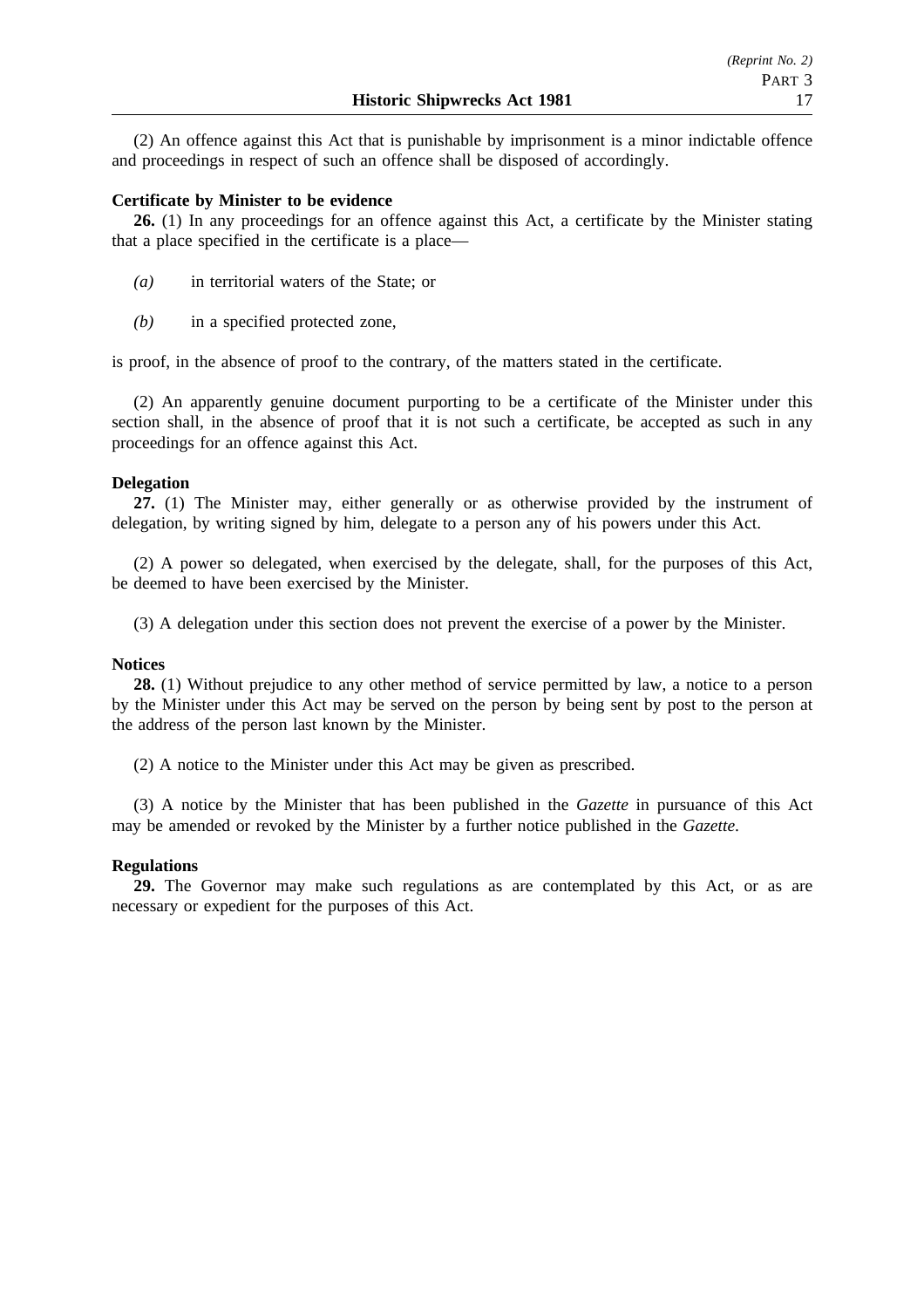(2) An offence against this Act that is punishable by imprisonment is a minor indictable offence and proceedings in respect of such an offence shall be disposed of accordingly.

**Certificate by Minister to be evidence**

**26.** (1) In any proceedings for an offence against this Act, a certificate by the Minister stating that a place specified in the certificate is a place—

*(a)* in territorial waters of the State; or

*(b)* in a specified protected zone,

is proof, in the absence of proof to the contrary, of the matters stated in the certificate.

(2) An apparently genuine document purporting to be a certificate of the Minister under this section shall, in the absence of proof that it is not such a certificate, be accepted as such in any proceedings for an offence against this Act.

**Delegation**

**27.** (1) The Minister may, either generally or as otherwise provided by the instrument of delegation, by writing signed by him, delegate to a person any of his powers under this Act.

(2) A power so delegated, when exercised by the delegate, shall, for the purposes of this Act, be deemed to have been exercised by the Minister.

(3) A delegation under this section does not prevent the exercise of a power by the Minister.

**Notices**

**28.** (1) Without prejudice to any other method of service permitted by law, a notice to a person by the Minister under this Act may be served on the person by being sent by post to the person at the address of the person last known by the Minister.

(2) A notice to the Minister under this Act may be given as prescribed.

(3) A notice by the Minister that has been published in the *Gazette* in pursuance of this Act may be amended or revoked by the Minister by a further notice published in the *Gazette*.

**Regulations**

**29.** The Governor may make such regulations as are contemplated by this Act, or as are necessary or expedient for the purposes of this Act.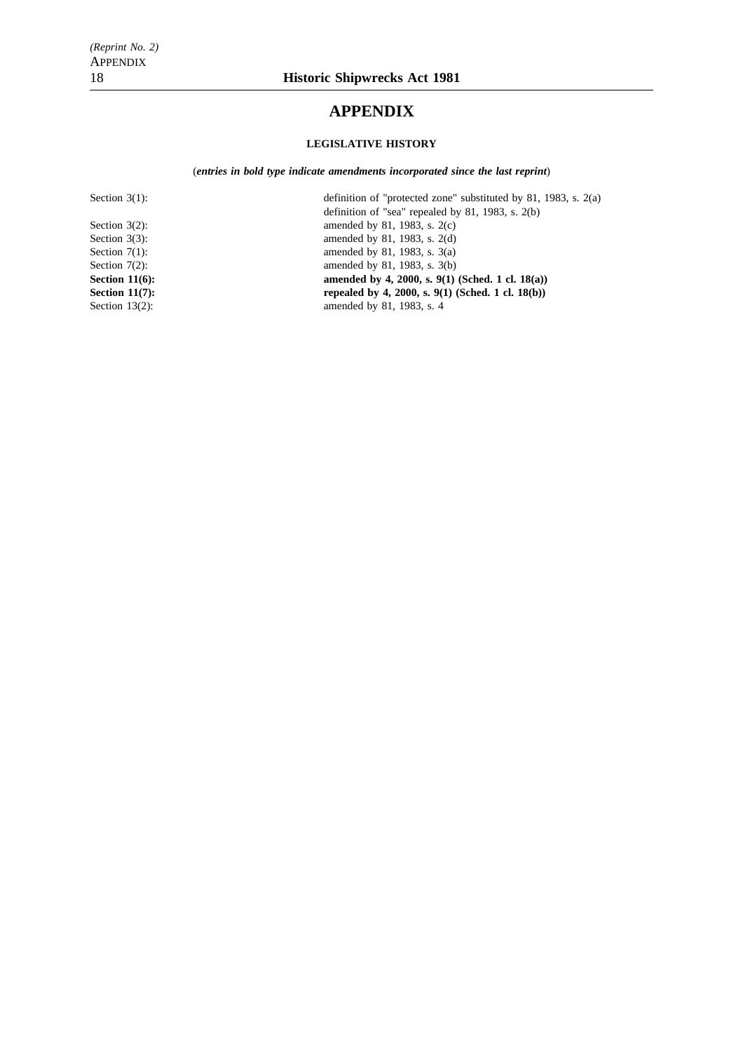# APPENDIX

## LEGISLATIVE HISTORY

(***entries in bold type indicate amendments incorporated since the last reprint***)

| | |
|---|---|
| Section 3(1): | definition of "protected zone" substituted by 81, 1983, s. 2(a) |
| | definition of "sea" repealed by 81, 1983, s. 2(b) |
| Section 3(2): | amended by 81, 1983, s. 2(c) |
| Section 3(3): | amended by 81, 1983, s. 2(d) |
| Section 7(1): | amended by 81, 1983, s. 3(a) |
| Section 7(2): | amended by 81, 1983, s. 3(b) |
| **Section 11(6):** | **amended by 4, 2000, s. 9(1) (Sched. 1 cl. 18(a))** |
| **Section 11(7):** | **repealed by 4, 2000, s. 9(1) (Sched. 1 cl. 18(b))** |
| Section 13(2): | amended by 81, 1983, s. 4 |